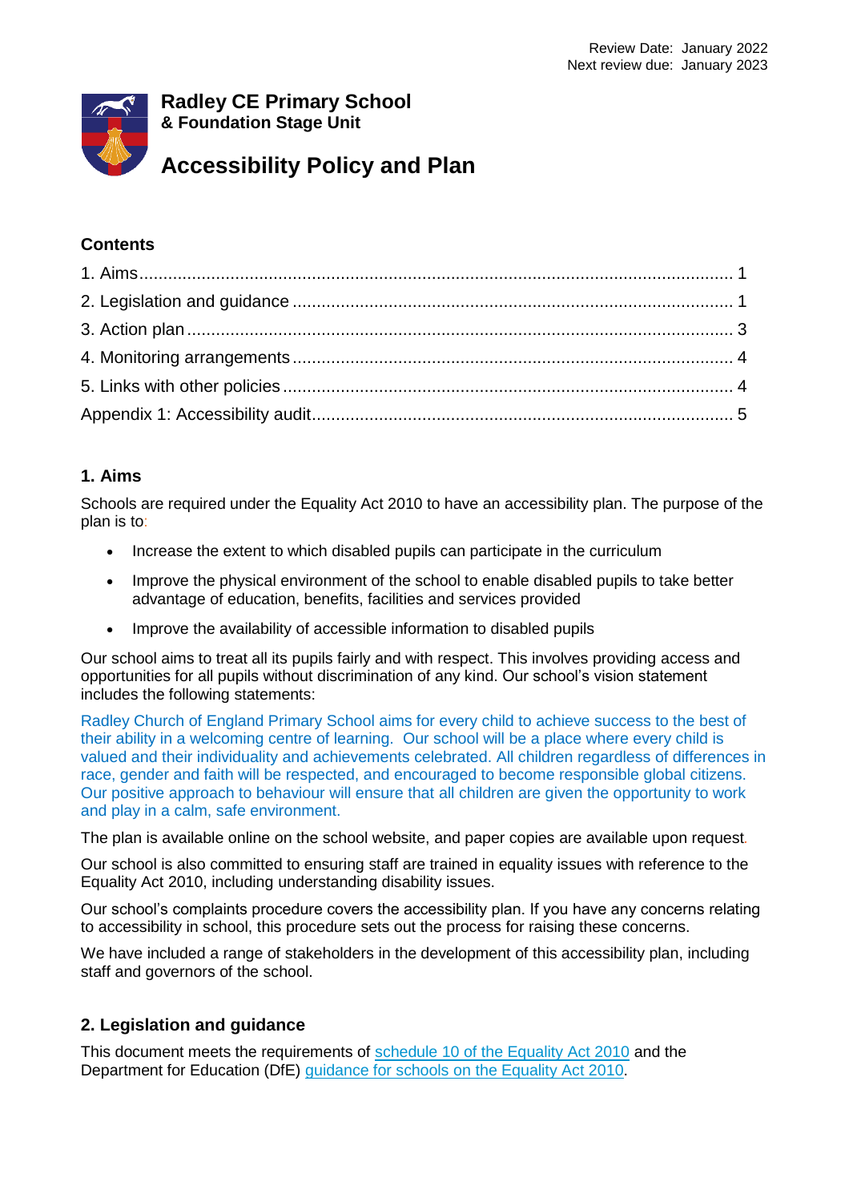Review Date: January 2022
Next review due: January 2023

# Radley CE Primary School
**& Foundation Stage Unit**

# Accessibility Policy and Plan

## Contents

1. Aims ........................................................................ 1
2. Legislation and guidance ........................................................ 1
3. Action plan ........................................................................ 3
4. Monitoring arrangements ........................................................ 4
5. Links with other policies ........................................................ 4
Appendix 1: Accessibility audit ........................................................ 5

## 1. Aims

Schools are required under the Equality Act 2010 to have an accessibility plan. The purpose of the plan is to:

- Increase the extent to which disabled pupils can participate in the curriculum
- Improve the physical environment of the school to enable disabled pupils to take better advantage of education, benefits, facilities and services provided
- Improve the availability of accessible information to disabled pupils

Our school aims to treat all its pupils fairly and with respect. This involves providing access and opportunities for all pupils without discrimination of any kind. Our school's vision statement includes the following statements:

Radley Church of England Primary School aims for every child to achieve success to the best of their ability in a welcoming centre of learning. Our school will be a place where every child is valued and their individuality and achievements celebrated. All children regardless of differences in race, gender and faith will be respected, and encouraged to become responsible global citizens. Our positive approach to behaviour will ensure that all children are given the opportunity to work and play in a calm, safe environment.

The plan is available online on the school website, and paper copies are available upon request.

Our school is also committed to ensuring staff are trained in equality issues with reference to the Equality Act 2010, including understanding disability issues.

Our school's complaints procedure covers the accessibility plan. If you have any concerns relating to accessibility in school, this procedure sets out the process for raising these concerns.

We have included a range of stakeholders in the development of this accessibility plan, including staff and governors of the school.

## 2. Legislation and guidance

This document meets the requirements of schedule 10 of the Equality Act 2010 and the Department for Education (DfE) guidance for schools on the Equality Act 2010.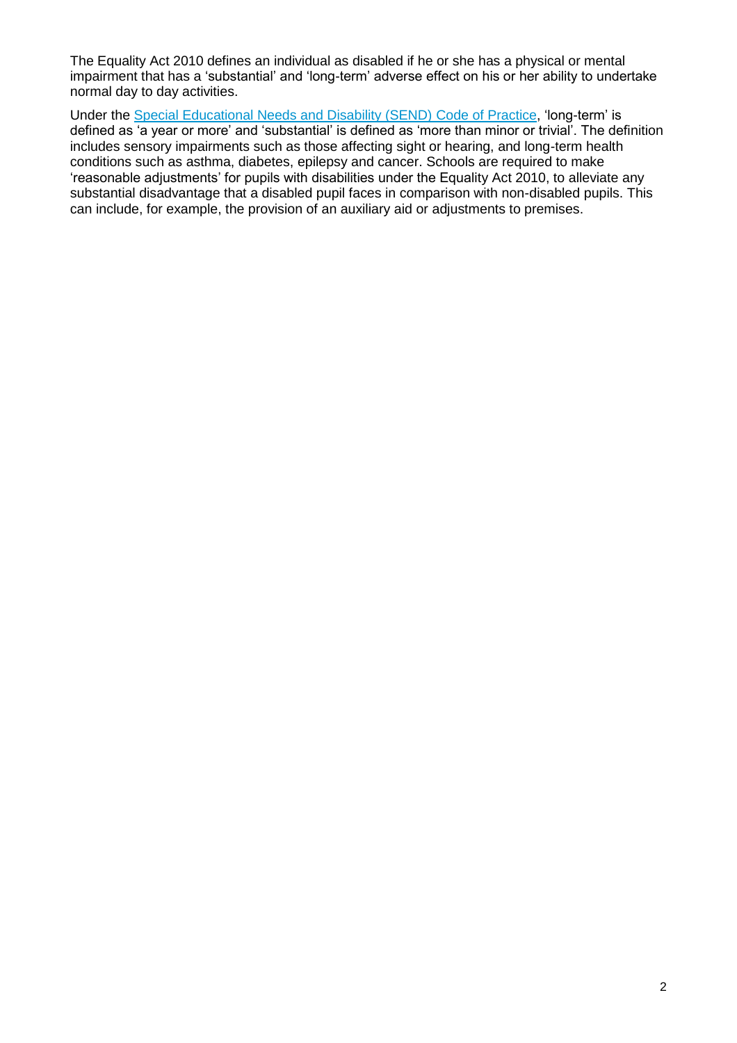The Equality Act 2010 defines an individual as disabled if he or she has a physical or mental impairment that has a 'substantial' and 'long-term' adverse effect on his or her ability to undertake normal day to day activities.

Under the Special Educational Needs and Disability (SEND) Code of Practice, 'long-term' is defined as 'a year or more' and 'substantial' is defined as 'more than minor or trivial'. The definition includes sensory impairments such as those affecting sight or hearing, and long-term health conditions such as asthma, diabetes, epilepsy and cancer. Schools are required to make 'reasonable adjustments' for pupils with disabilities under the Equality Act 2010, to alleviate any substantial disadvantage that a disabled pupil faces in comparison with non-disabled pupils. This can include, for example, the provision of an auxiliary aid or adjustments to premises.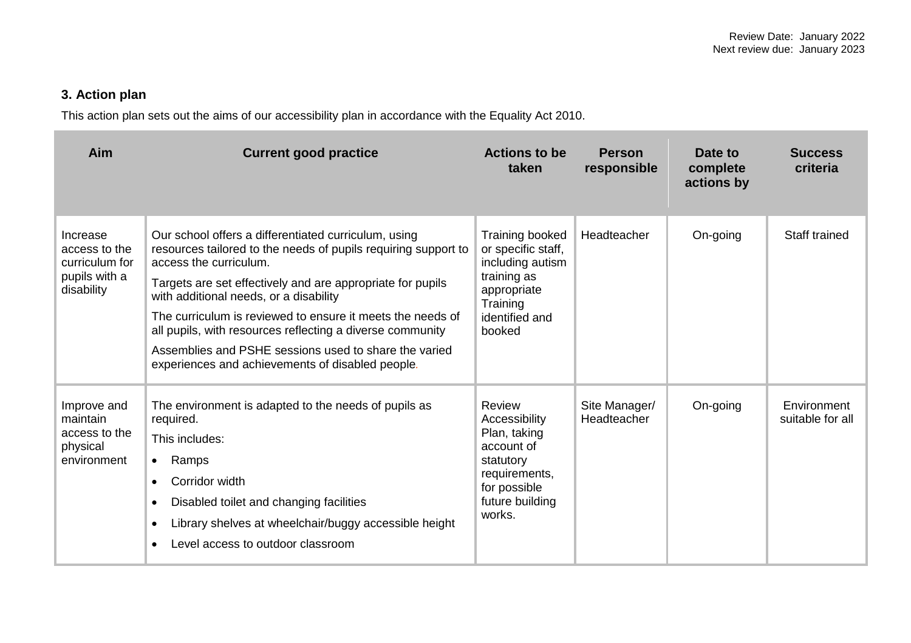Review Date: January 2022
Next review due: January 2023

## 3. Action plan

This action plan sets out the aims of our accessibility plan in accordance with the Equality Act 2010.

| Aim | Current good practice | Actions to be taken | Person responsible | Date to complete actions by | Success criteria |
|---|---|---|---|---|---|
| Increase access to the curriculum for pupils with a disability | Our school offers a differentiated curriculum, using resources tailored to the needs of pupils requiring support to access the curriculum.<br><br>Targets are set effectively and are appropriate for pupils with additional needs, or a disability<br><br>The curriculum is reviewed to ensure it meets the needs of all pupils, with resources reflecting a diverse community<br><br>Assemblies and PSHE sessions used to share the varied experiences and achievements of disabled people. | Training booked or specific staff, including autism training as appropriate Training identified and booked | Headteacher | On-going | Staff trained |
| Improve and maintain access to the physical environment | The environment is adapted to the needs of pupils as required.<br><br>This includes:<br><br>• Ramps<br>• Corridor width<br>• Disabled toilet and changing facilities<br>• Library shelves at wheelchair/buggy accessible height<br>• Level access to outdoor classroom | Review Accessibility Plan, taking account of statutory requirements, for possible future building works. | Site Manager/ Headteacher | On-going | Environment suitable for all |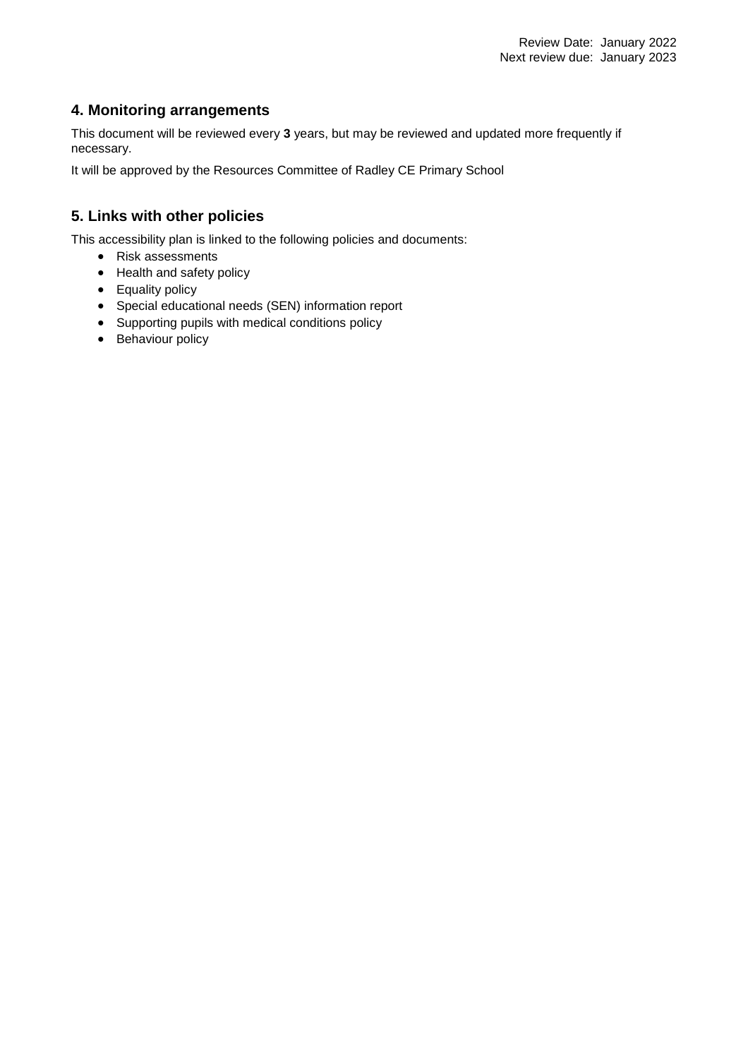Review Date: January 2022
Next review due: January 2023

## 4. Monitoring arrangements

This document will be reviewed every **3** years, but may be reviewed and updated more frequently if necessary.

It will be approved by the Resources Committee of Radley CE Primary School

## 5. Links with other policies

This accessibility plan is linked to the following policies and documents:

- Risk assessments
- Health and safety policy
- Equality policy
- Special educational needs (SEN) information report
- Supporting pupils with medical conditions policy
- Behaviour policy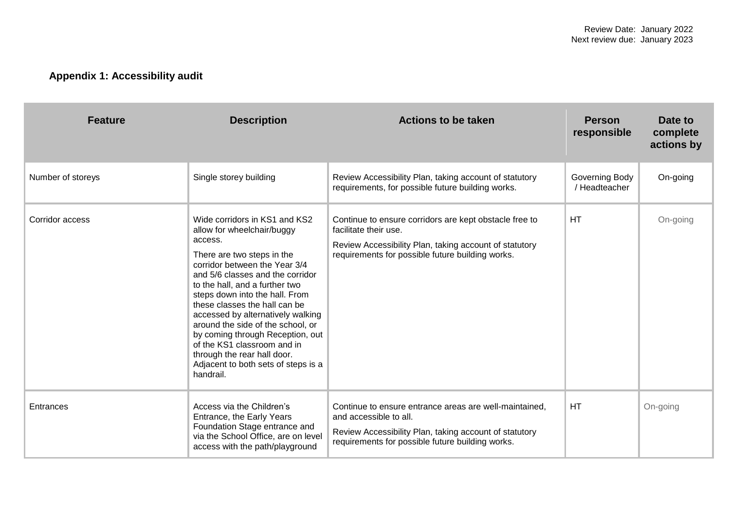Review Date: January 2022
Next review due: January 2023

## Appendix 1: Accessibility audit

| Feature | Description | Actions to be taken | Person responsible | Date to complete actions by |
|---|---|---|---|---|
| Number of storeys | Single storey building | Review Accessibility Plan, taking account of statutory requirements, for possible future building works. | Governing Body / Headteacher | On-going |
| Corridor access | Wide corridors in KS1 and KS2 allow for wheelchair/buggy access.<br><br>There are two steps in the corridor between the Year 3/4 and 5/6 classes and the corridor to the hall, and a further two steps down into the hall. From these classes the hall can be accessed by alternatively walking around the side of the school, or by coming through Reception, out of the KS1 classroom and in through the rear hall door. Adjacent to both sets of steps is a handrail. | Continue to ensure corridors are kept obstacle free to facilitate their use.<br><br>Review Accessibility Plan, taking account of statutory requirements for possible future building works. | HT | On-going |
| Entrances | Access via the Children's Entrance, the Early Years Foundation Stage entrance and via the School Office, are on level access with the path/playground | Continue to ensure entrance areas are well-maintained, and accessible to all.<br><br>Review Accessibility Plan, taking account of statutory requirements for possible future building works. | HT | On-going |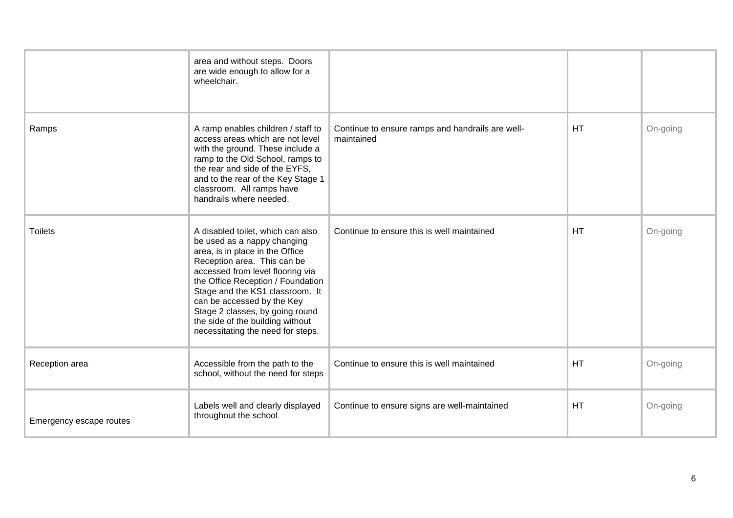| | | | | |
|---|---|---|---|---|
| | area and without steps. Doors are wide enough to allow for a wheelchair. | | | |
| Ramps | A ramp enables children / staff to access areas which are not level with the ground. These include a ramp to the Old School, ramps to the rear and side of the EYFS, and to the rear of the Key Stage 1 classroom. All ramps have handrails where needed. | Continue to ensure ramps and handrails are well-maintained | HT | On-going |
| Toilets | A disabled toilet, which can also be used as a nappy changing area, is in place in the Office Reception area. This can be accessed from level flooring via the Office Reception / Foundation Stage and the KS1 classroom. It can be accessed by the Key Stage 2 classes, by going round the side of the building without necessitating the need for steps. | Continue to ensure this is well maintained | HT | On-going |
| Reception area | Accessible from the path to the school, without the need for steps | Continue to ensure this is well maintained | HT | On-going |
| Emergency escape routes | Labels well and clearly displayed throughout the school | Continue to ensure signs are well-maintained | HT | On-going |